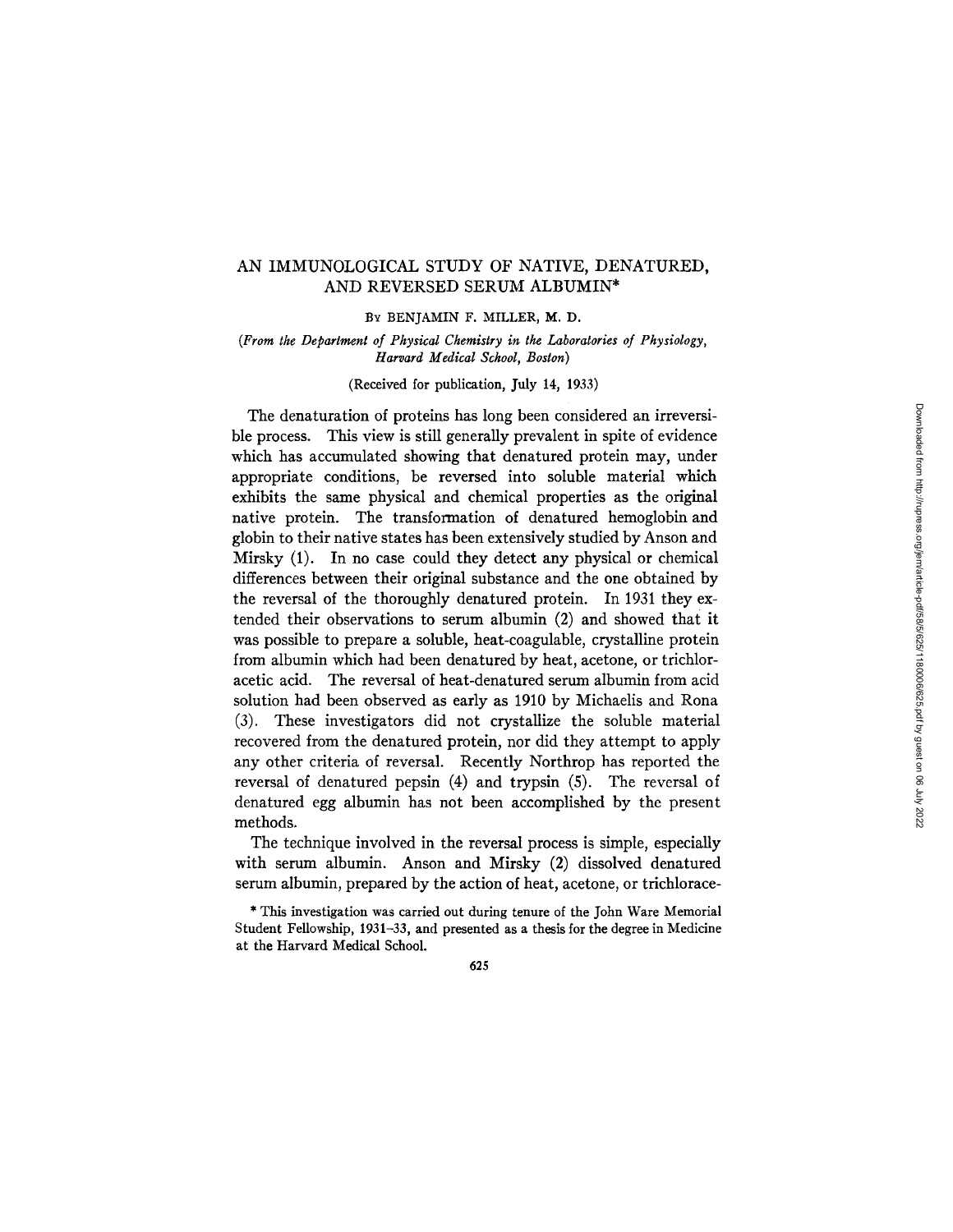# AN IMMUNOLOGICAL STUDY OF NATIVE, DENATURED, AND REVERSED SERUM ALBUMIN*

By BENJAMIN F. MILLER, M. D.

*(From the Department of Physical Chemistry in the Laboratories of Physiology, Harvard Medical School, Boston)*

(Received for publication, July 14, 1933)

The denaturation of proteins has long been considered an irreversible process. This view is still generally prevalent in spite of evidence which has accumulated showing that denatured protein may, under appropriate conditions, be reversed into soluble material which exhibits the same physical and chemical properties as the original native protein. The transformation of denatured hemoglobin and globin to their native states has been extensively studied by Anson and Mirsky (1). In no case could they detect any physical or chemical differences between their original substance and the one obtained by the reversal of the thoroughly denatured protein. In 1931 they extended their observations to serum albumin (2) and showed that it was possible to prepare a soluble, heat-coagulable, crystalline protein from albumin which had been denatured by heat, acetone, or trichloracetic acid. The reversal of heat-denatured serum albumin from acid solution had been observed as early as 1910 by Michaelis and Rona (3). These investigators did not crystallize the soluble material recovered from the denatured protein, nor did they attempt to apply any other criteria of reversal. Recently Northrop has reported the reversal of denatured pepsin (4) and trypsin (5). The reversal of denatured egg albumin has not been accomplished by the present methods.

The technique involved in the reversal process is simple, especially with serum albumin. Anson and Mirsky (2) dissolved denatured serum albumin, prepared by the action of heat, acetone, or trichlorace-

\* This investigation was carried out during tenure of the John Ware Memorial Student Fellowship, 1931–33, and presented as a thesis for the degree in Medicine at the Harvard Medical School.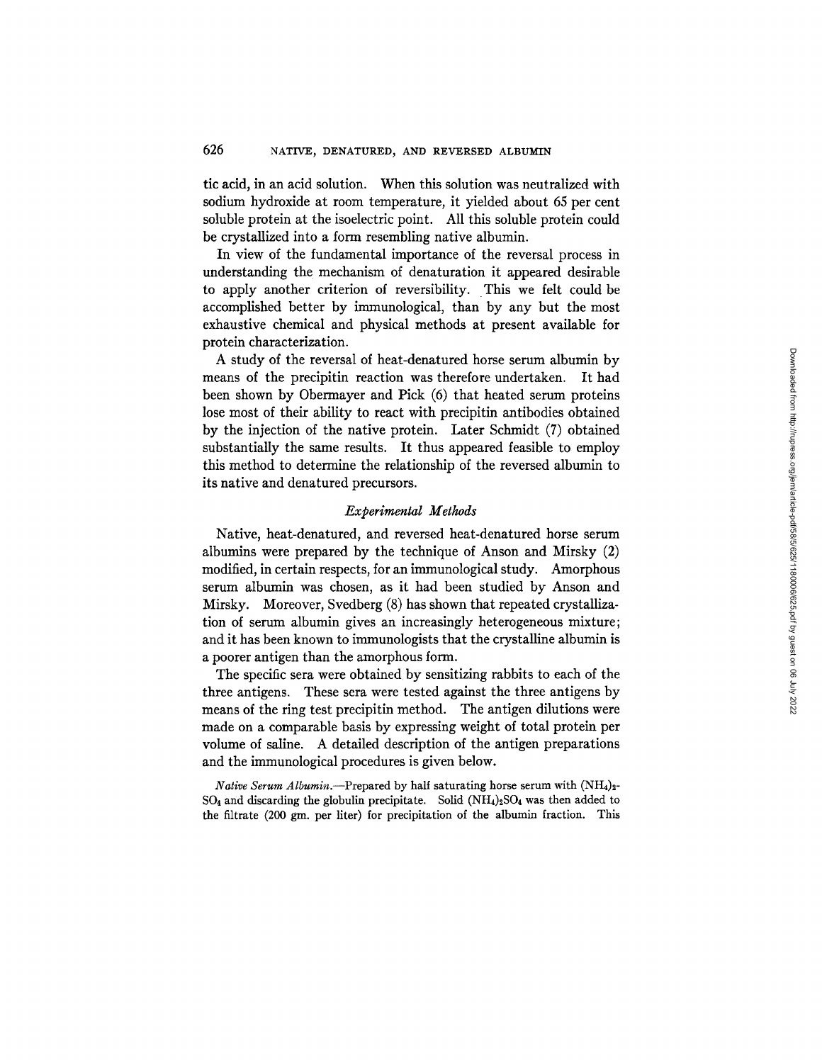tic acid, in an acid solution. When this solution was neutralized with sodium hydroxide at room temperature, it yielded about 65 per cent soluble protein at the isoelectric point. All this soluble protein could be crystallized into a form resembling native albumin.

In view of the fundamental importance of the reversal process in understanding the mechanism of denaturation it appeared desirable to apply another criterion of reversibility. This we felt could be accomplished better by immunological, than by any but the most exhaustive chemical and physical methods at present available for protein characterization.

A study of the reversal of heat-denatured horse serum albumin by means of the precipitin reaction was therefore undertaken. It had been shown by Obermayer and Pick (6) that heated serum proteins lose most of their ability to react with precipitin antibodies obtained by the injection of the native protein. Later Schmidt (7) obtained substantially the same results. It thus appeared feasible to employ this method to determine the relationship of the reversed albumin to its native and denatured precursors.

### *Experimental Methods*

Native, heat-denatured, and reversed heat-denatured horse serum albumins were prepared by the technique of Anson and Mirsky (2) modified, in certain respects, for an immunological study. Amorphous serum albumin was chosen, as it had been studied by Anson and Mirsky. Moreover, Svedberg (8) has shown that repeated crystallization of serum albumin gives an increasingly heterogeneous mixture; and it has been known to immunologists that the crystalline albumin is a poorer antigen than the amorphous form.

The specific sera were obtained by sensitizing rabbits to each of the three antigens. These sera were tested against the three antigens by means of the ring test precipitin method. The antigen dilutions were made on a comparable basis by expressing weight of total protein per volume of saline. A detailed description of the antigen preparations and the immunological procedures is given below.

*Native Serum Albumin.*—Prepared by half saturating horse serum with $(NH_4)_2SO_4$ and discarding the globulin precipitate. Solid $(NH_4)_2SO_4$ was then added to the filtrate (200 gm. per liter) for precipitation of the albumin fraction. This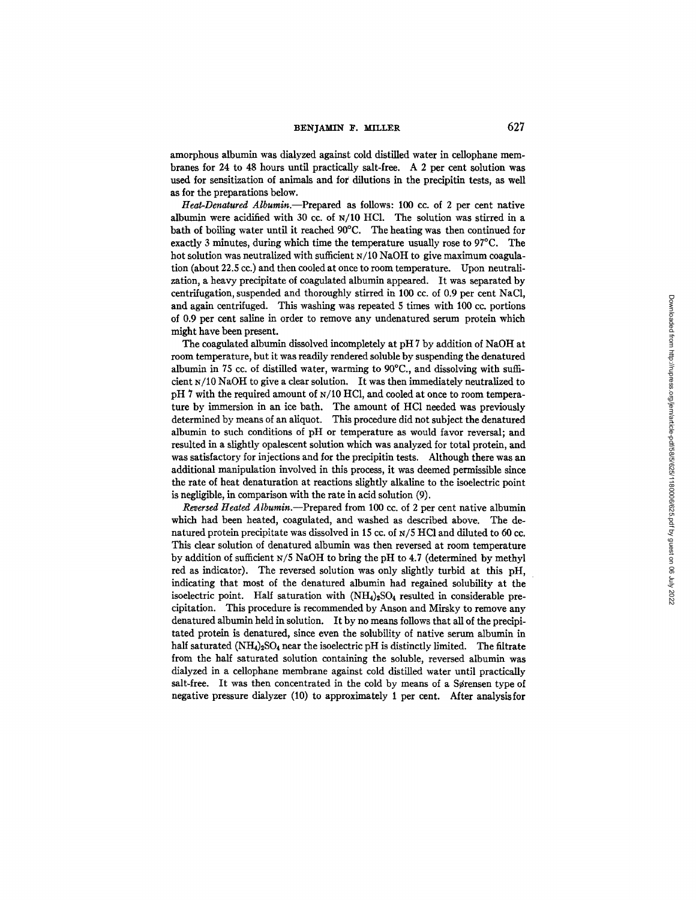amorphous albumin was dialyzed against cold distilled water in cellophane membranes for 24 to 48 hours until practically salt-free. A 2 per cent solution was used for sensitization of animals and for dilutions in the precipitin tests, as well as for the preparations below.

*Heat-Denatured Albumin*.—Prepared as follows: 100 cc. of 2 per cent native albumin were acidified with 30 cc. of N/10 HCl. The solution was stirred in a bath of boiling water until it reached 90°C. The heating was then continued for exactly 3 minutes, during which time the temperature usually rose to 97°C. The hot solution was neutralized with sufficient N/10 NaOH to give maximum coagulation (about 22.5 cc.) and then cooled at once to room temperature. Upon neutralization, a heavy precipitate of coagulated albumin appeared. It was separated by centrifugation, suspended and thoroughly stirred in 100 cc. of 0.9 per cent NaCl, and again centrifuged. This washing was repeated 5 times with 100 cc. portions of 0.9 per cent saline in order to remove any undenatured serum protein which might have been present.

The coagulated albumin dissolved incompletely at pH 7 by addition of NaOH at room temperature, but it was readily rendered soluble by suspending the denatured albumin in 75 cc. of distilled water, warming to 90°C., and dissolving with sufficient N/10 NaOH to give a clear solution. It was then immediately neutralized to pH 7 with the required amount of N/10 HCl, and cooled at once to room temperature by immersion in an ice bath. The amount of HCl needed was previously determined by means of an aliquot. This procedure did not subject the denatured albumin to such conditions of pH or temperature as would favor reversal; and resulted in a slightly opalescent solution which was analyzed for total protein, and was satisfactory for injections and for the precipitin tests. Although there was an additional manipulation involved in this process, it was deemed permissible since the rate of heat denaturation at reactions slightly alkaline to the isoelectric point is negligible, in comparison with the rate in acid solution (9).

*Reversed Heated Albumin*.—Prepared from 100 cc. of 2 per cent native albumin which had been heated, coagulated, and washed as described above. The denatured protein precipitate was dissolved in 15 cc. of N/5 HCl and diluted to 60 cc. This clear solution of denatured albumin was then reversed at room temperature by addition of sufficient N/5 NaOH to bring the pH to 4.7 (determined by methyl red as indicator). The reversed solution was only slightly turbid at this pH, indicating that most of the denatured albumin had regained solubility at the isoelectric point. Half saturation with $(NH_4)_2SO_4$ resulted in considerable precipitation. This procedure is recommended by Anson and Mirsky to remove any denatured albumin held in solution. It by no means follows that all of the precipitated protein is denatured, since even the solubility of native serum albumin in half saturated $(NH_4)_2SO_4$ near the isoelectric pH is distinctly limited. The filtrate from the half saturated solution containing the soluble, reversed albumin was dialyzed in a cellophane membrane against cold distilled water until practically salt-free. It was then concentrated in the cold by means of a Sørensen type of negative pressure dialyzer (10) to approximately 1 per cent. After analysis for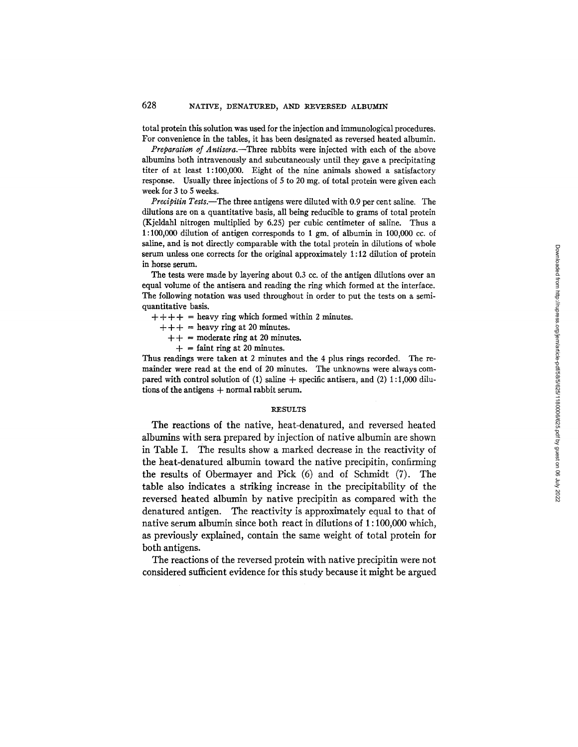total protein this solution was used for the injection and immunological procedures. For convenience in the tables, it has been designated as reversed heated albumin.

*Preparation of Antisera.*—Three rabbits were injected with each of the above albumins both intravenously and subcutaneously until they gave a precipitating titer of at least 1:100,000. Eight of the nine animals showed a satisfactory response. Usually three injections of 5 to 20 mg. of total protein were given each week for 3 to 5 weeks.

*Precipitin Tests.*—The three antigens were diluted with 0.9 per cent saline. The dilutions are on a quantitative basis, all being reducible to grams of total protein (Kjeldahl nitrogen multiplied by 6.25) per cubic centimeter of saline. Thus a 1:100,000 dilution of antigen corresponds to 1 gm. of albumin in 100,000 cc. of saline, and is not directly comparable with the total protein in dilutions of whole serum unless one corrects for the original approximately 1:12 dilution of protein in horse serum.

The tests were made by layering about 0.3 cc. of the antigen dilutions over an equal volume of the antisera and reading the ring which formed at the interface. The following notation was used throughout in order to put the tests on a semi-quantitative basis.

++++ = heavy ring which formed within 2 minutes.
+++ = heavy ring at 20 minutes.
++ = moderate ring at 20 minutes.
+ = faint ring at 20 minutes.

Thus readings were taken at 2 minutes and the 4 plus rings recorded. The remainder were read at the end of 20 minutes. The unknowns were always compared with control solution of (1) saline + specific antisera, and (2) 1:1,000 dilutions of the antigens + normal rabbit serum.

## RESULTS

The reactions of the native, heat-denatured, and reversed heated albumins with sera prepared by injection of native albumin are shown in Table I. The results show a marked decrease in the reactivity of the heat-denatured albumin toward the native precipitin, confirming the results of Obermayer and Pick (6) and of Schmidt (7). The table also indicates a striking increase in the precipitability of the reversed heated albumin by native precipitin as compared with the denatured antigen. The reactivity is approximately equal to that of native serum albumin since both react in dilutions of 1:100,000 which, as previously explained, contain the same weight of total protein for both antigens.

The reactions of the reversed protein with native precipitin were not considered sufficient evidence for this study because it might be argued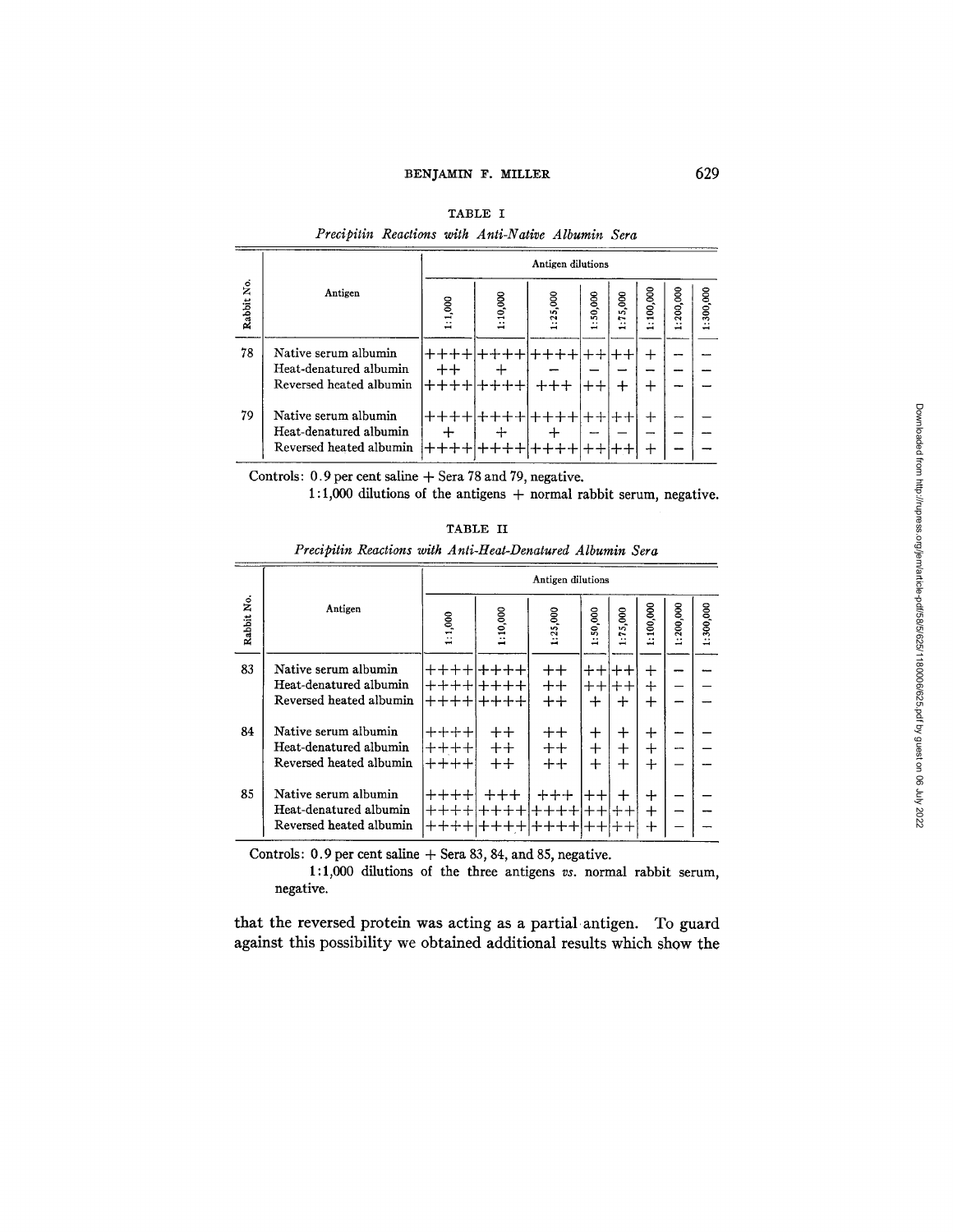TABLE I

*Precipitin Reactions with Anti-Native Albumin Sera*

| Rabbit No. | Antigen | Antigen dilutions | | | | | | | |
|---|---|---|---|---|---|---|---|---|---|
| | | 1:1,000 | 1:10,000 | 1:25,000 | 1:50,000 | 1:75,000 | 1:100,000 | 1:200,000 | 1:300,000 |
| 78 | Native serum albumin | ++++ | ++++ | ++++ | ++ | ++ | + | − | − |
| | Heat-denatured albumin | ++ | + | − | − | − | − | − | − |
| | Reversed heated albumin | ++++ | ++++ | +++ | ++ | + | + | − | − |
| 79 | Native serum albumin | ++++ | ++++ | ++++ | ++ | ++ | + | − | − |
| | Heat-denatured albumin | + | + | + | − | − | − | − | − |
| | Reversed heated albumin | ++++ | ++++ | ++++ | ++ | ++ | + | − | − |

Controls: 0.9 per cent saline + Sera 78 and 79, negative.
1:1,000 dilutions of the antigens + normal rabbit serum, negative.

TABLE II

*Precipitin Reactions with Anti-Heat-Denatured Albumin Sera*

| Rabbit No. | Antigen | Antigen dilutions | | | | | | | |
|---|---|---|---|---|---|---|---|---|---|
| | | 1:1,000 | 1:10,000 | 1:25,000 | 1:50,000 | 1:75,000 | 1:100,000 | 1:200,000 | 1:300,000 |
| 83 | Native serum albumin | ++++ | ++++ | ++ | ++ | ++ | + | − | − |
| | Heat-denatured albumin | ++++ | ++++ | ++ | ++ | ++ | + | − | − |
| | Reversed heated albumin | ++++ | ++++ | ++ | + | + | + | − | − |
| 84 | Native serum albumin | ++++ | ++ | ++ | + | + | + | − | − |
| | Heat-denatured albumin | ++++ | ++ | ++ | + | + | + | − | − |
| | Reversed heated albumin | ++++ | ++ | ++ | + | + | + | − | − |
| 85 | Native serum albumin | ++++ | +++ | +++ | ++ | + | + | − | − |
| | Heat-denatured albumin | ++++ | ++++ | ++++ | ++ | ++ | + | − | − |
| | Reversed heated albumin | ++++ | ++++ | ++++ | ++ | ++ | + | − | − |

Controls: 0.9 per cent saline + Sera 83, 84, and 85, negative.
1:1,000 dilutions of the three antigens *vs.* normal rabbit serum, negative.

that the reversed protein was acting as a partial antigen. To guard against this possibility we obtained additional results which show the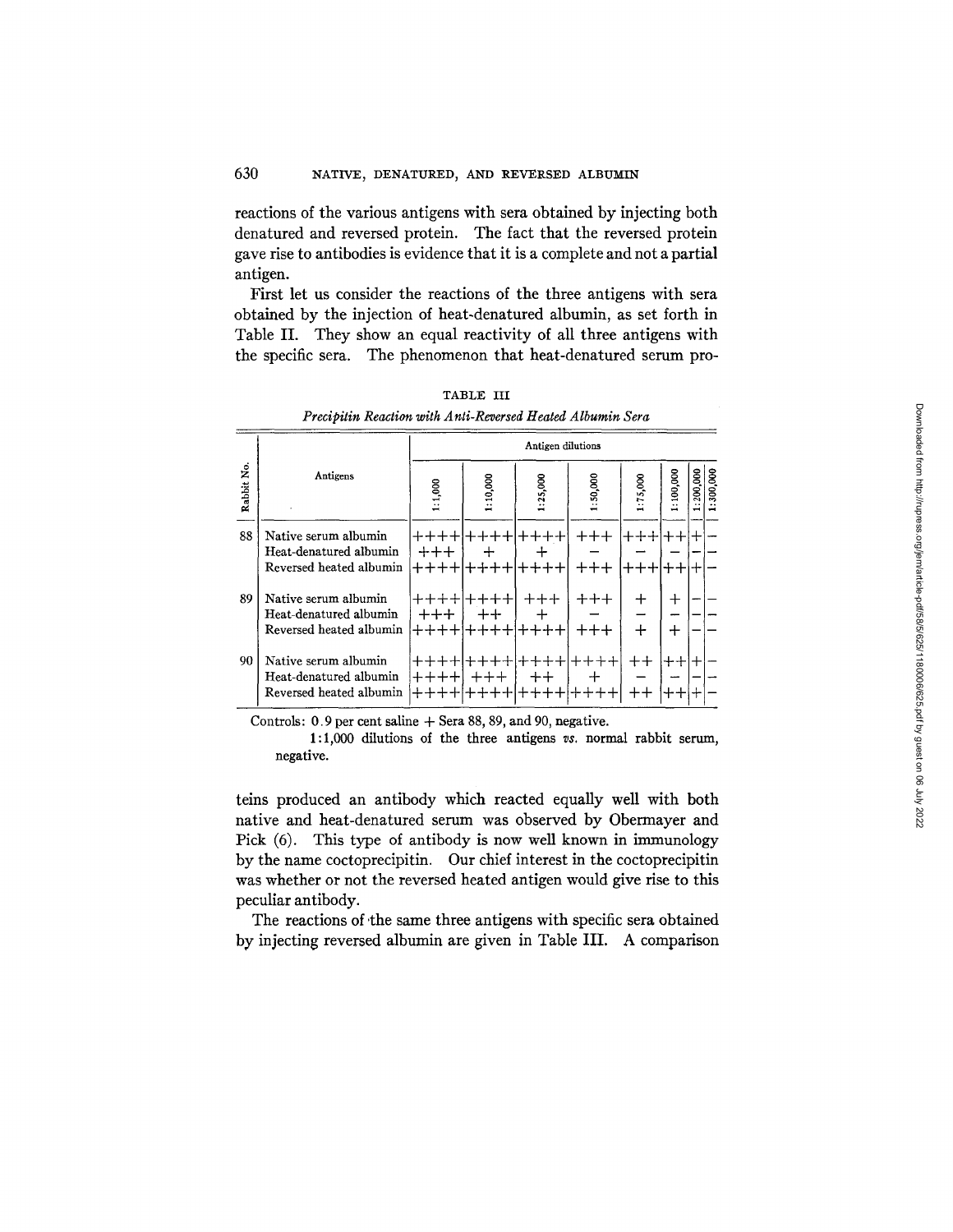reactions of the various antigens with sera obtained by injecting both denatured and reversed protein. The fact that the reversed protein gave rise to antibodies is evidence that it is a complete and not a partial antigen.

First let us consider the reactions of the three antigens with sera obtained by the injection of heat-denatured albumin, as set forth in Table II. They show an equal reactivity of all three antigens with the specific sera. The phenomenon that heat-denatured serum proteins produced an antibody which reacted equally well with both native and heat-denatured serum was observed by Obermayer and Pick (6). This type of antibody is now well known in immunology by the name coctoprecipitin. Our chief interest in the coctoprecipitin was whether or not the reversed heated antigen would give rise to this peculiar antibody.

TABLE III

*Precipitin Reaction with Anti-Reversed Heated Albumin Sera*

| Rabbit No. | Antigens | Antigen dilutions | | | | | | | |
|---|---|---|---|---|---|---|---|---|---|
| | | 1:1,000 | 1:10,000 | 1:25,000 | 1:50,000 | 1:75,000 | 1:100,000 | 1:200,000 | 1:300,000 |
| 88 | Native serum albumin | ++++ | ++++ | ++++ | +++ | +++ | ++ | + | − |
| | Heat-denatured albumin | +++ | + | + | − | − | − | − | − |
| | Reversed heated albumin | ++++ | ++++ | ++++ | +++ | +++ | ++ | + | − |
| 89 | Native serum albumin | ++++ | ++++ | +++ | +++ | + | + | − | − |
| | Heat-denatured albumin | +++ | ++ | + | − | − | − | − | − |
| | Reversed heated albumin | ++++ | ++++ | ++++ | +++ | + | + | − | − |
| 90 | Native serum albumin | ++++ | ++++ | ++++ | ++++ | ++ | ++ | + | − |
| | Heat-denatured albumin | ++++ | +++ | ++ | + | − | − | − | − |
| | Reversed heated albumin | ++++ | ++++ | ++++ | ++++ | ++ | ++ | + | − |

Controls: 0.9 per cent saline + Sera 88, 89, and 90, negative.

1:1,000 dilutions of the three antigens *vs.* normal rabbit serum, negative.

The reactions of the same three antigens with specific sera obtained by injecting reversed albumin are given in Table III. A comparison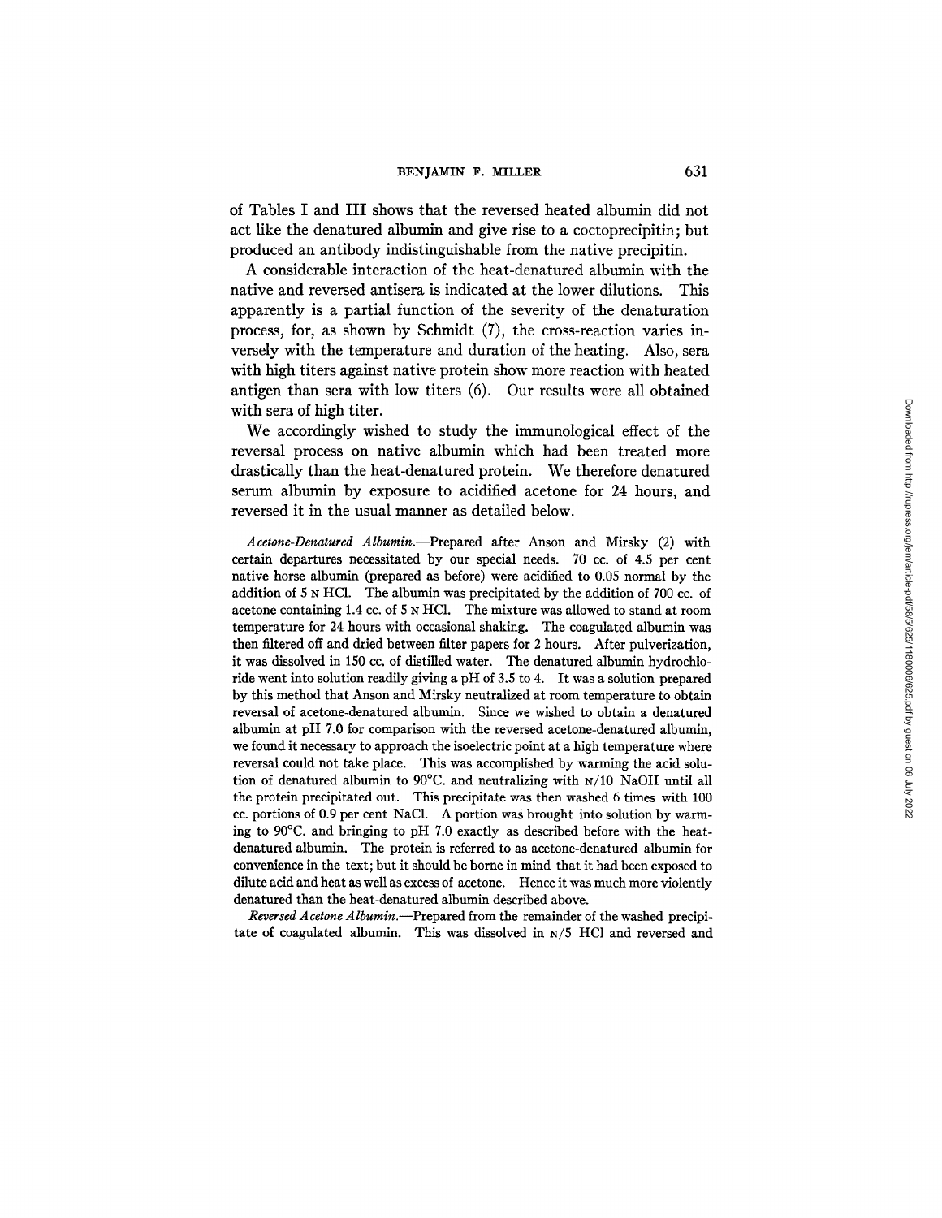of Tables I and III shows that the reversed heated albumin did not act like the denatured albumin and give rise to a coctoprecipitin; but produced an antibody indistinguishable from the native precipitin.

A considerable interaction of the heat-denatured albumin with the native and reversed antisera is indicated at the lower dilutions. This apparently is a partial function of the severity of the denaturation process, for, as shown by Schmidt (7), the cross-reaction varies inversely with the temperature and duration of the heating. Also, sera with high titers against native protein show more reaction with heated antigen than sera with low titers (6). Our results were all obtained with sera of high titer.

We accordingly wished to study the immunological effect of the reversal process on native albumin which had been treated more drastically than the heat-denatured protein. We therefore denatured serum albumin by exposure to acidified acetone for 24 hours, and reversed it in the usual manner as detailed below.

*Acetone-Denatured Albumin.*—Prepared after Anson and Mirsky (2) with certain departures necessitated by our special needs. 70 cc. of 4.5 per cent native horse albumin (prepared as before) were acidified to 0.05 normal by the addition of 5 N HCl. The albumin was precipitated by the addition of 700 cc. of acetone containing 1.4 cc. of 5 N HCl. The mixture was allowed to stand at room temperature for 24 hours with occasional shaking. The coagulated albumin was then filtered off and dried between filter papers for 2 hours. After pulverization, it was dissolved in 150 cc. of distilled water. The denatured albumin hydrochloride went into solution readily giving a pH of 3.5 to 4. It was a solution prepared by this method that Anson and Mirsky neutralized at room temperature to obtain reversal of acetone-denatured albumin. Since we wished to obtain a denatured albumin at pH 7.0 for comparison with the reversed acetone-denatured albumin, we found it necessary to approach the isoelectric point at a high temperature where reversal could not take place. This was accomplished by warming the acid solution of denatured albumin to 90°C. and neutralizing with N/10 NaOH until all the protein precipitated out. This precipitate was then washed 6 times with 100 cc. portions of 0.9 per cent NaCl. A portion was brought into solution by warming to 90°C. and bringing to pH 7.0 exactly as described before with the heat-denatured albumin. The protein is referred to as acetone-denatured albumin for convenience in the text; but it should be borne in mind that it had been exposed to dilute acid and heat as well as excess of acetone. Hence it was much more violently denatured than the heat-denatured albumin described above.

*Reversed Acetone Albumin.*—Prepared from the remainder of the washed precipitate of coagulated albumin. This was dissolved in N/5 HCl and reversed and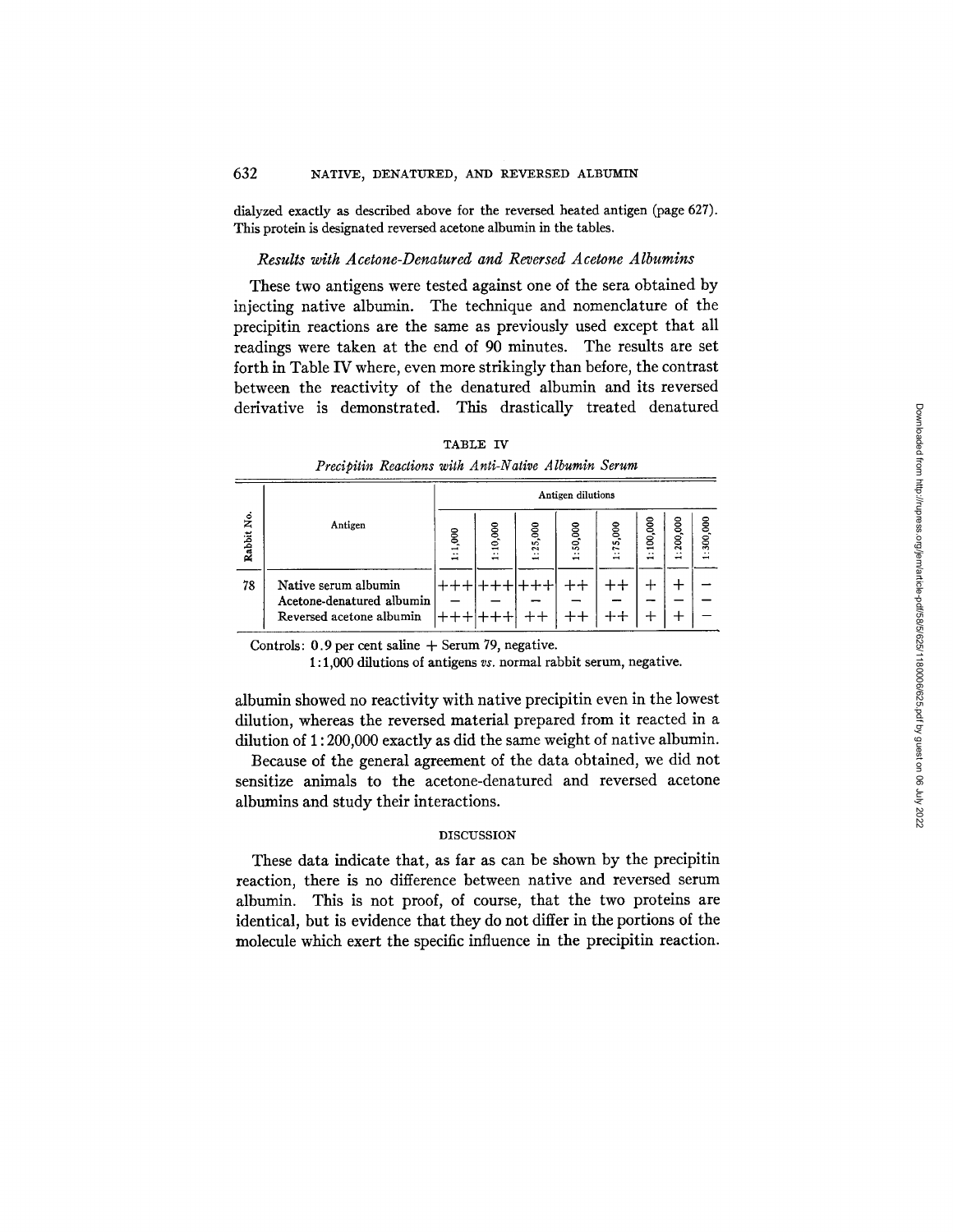dialyzed exactly as described above for the reversed heated antigen (page 627). This protein is designated reversed acetone albumin in the tables.

### *Results with Acetone-Denatured and Reversed Acetone Albumins*

These two antigens were tested against one of the sera obtained by injecting native albumin. The technique and nomenclature of the precipitin reactions are the same as previously used except that all readings were taken at the end of 90 minutes. The results are set forth in Table IV where, even more strikingly than before, the contrast between the reactivity of the denatured albumin and its reversed derivative is demonstrated. This drastically treated denatured albumin showed no reactivity with native precipitin even in the lowest dilution, whereas the reversed material prepared from it reacted in a dilution of 1:200,000 exactly as did the same weight of native albumin.

TABLE IV

*Precipitin Reactions with Anti-Native Albumin Serum*

| Rabbit No. | Antigen | Antigen dilutions | | | | | | | |
|---|---|---|---|---|---|---|---|---|---|
| | | 1:1,000 | 1:10,000 | 1:25,000 | 1:50,000 | 1:75,000 | 1:100,000 | 1:200,000 | 1:300,000 |
| 78 | Native serum albumin | +++ | +++ | +++ | ++ | ++ | + | + | − |
| | Acetone-denatured albumin | − | − | − | − | − | − | − | − |
| | Reversed acetone albumin | +++ | +++ | ++ | ++ | ++ | + | + | − |

Controls: 0.9 per cent saline + Serum 79, negative.
1:1,000 dilutions of antigens *vs.* normal rabbit serum, negative.

Because of the general agreement of the data obtained, we did not sensitize animals to the acetone-denatured and reversed acetone albumins and study their interactions.

## DISCUSSION

These data indicate that, as far as can be shown by the precipitin reaction, there is no difference between native and reversed serum albumin. This is not proof, of course, that the two proteins are identical, but is evidence that they do not differ in the portions of the molecule which exert the specific influence in the precipitin reaction.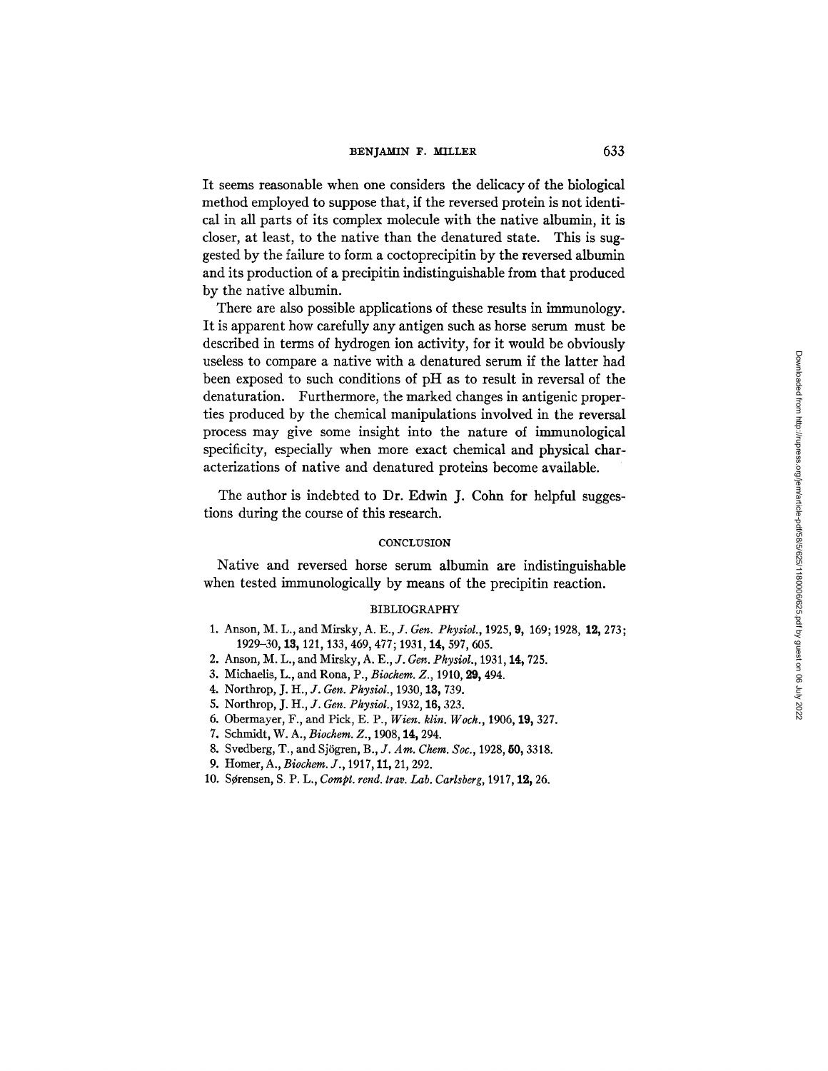It seems reasonable when one considers the delicacy of the biological method employed to suppose that, if the reversed protein is not identical in all parts of its complex molecule with the native albumin, it is closer, at least, to the native than the denatured state. This is suggested by the failure to form a coctoprecipitin by the reversed albumin and its production of a precipitin indistinguishable from that produced by the native albumin.

There are also possible applications of these results in immunology. It is apparent how carefully any antigen such as horse serum must be described in terms of hydrogen ion activity, for it would be obviously useless to compare a native with a denatured serum if the latter had been exposed to such conditions of pH as to result in reversal of the denaturation. Furthermore, the marked changes in antigenic properties produced by the chemical manipulations involved in the reversal process may give some insight into the nature of immunological specificity, especially when more exact chemical and physical characterizations of native and denatured proteins become available.

The author is indebted to Dr. Edwin J. Cohn for helpful suggestions during the course of this research.

## CONCLUSION

Native and reversed horse serum albumin are indistinguishable when tested immunologically by means of the precipitin reaction.

## BIBLIOGRAPHY

1. Anson, M. L., and Mirsky, A. E., *J. Gen. Physiol.*, 1925, **9**, 169; 1928, **12**, 273; 1929–30, **13**, 121, 133, 469, 477; 1931, **14**, 597, 605.
2. Anson, M. L., and Mirsky, A. E., *J. Gen. Physiol.*, 1931, **14**, 725.
3. Michaelis, L., and Rona, P., *Biochem. Z.*, 1910, **29**, 494.
4. Northrop, J. H., *J. Gen. Physiol.*, 1930, **13**, 739.
5. Northrop, J. H., *J. Gen. Physiol.*, 1932, **16**, 323.
6. Obermayer, F., and Pick, E. P., *Wien. klin. Woch.*, 1906, **19**, 327.
7. Schmidt, W. A., *Biochem. Z.*, 1908, **14**, 294.
8. Svedberg, T., and Sjögren, B., *J. Am. Chem. Soc.*, 1928, **50**, 3318.
9. Homer, A., *Biochem. J.*, 1917, **11**, 21, 292.
10. Sørensen, S. P. L., *Compt. rend. trav. Lab. Carlsberg*, 1917, **12**, 26.